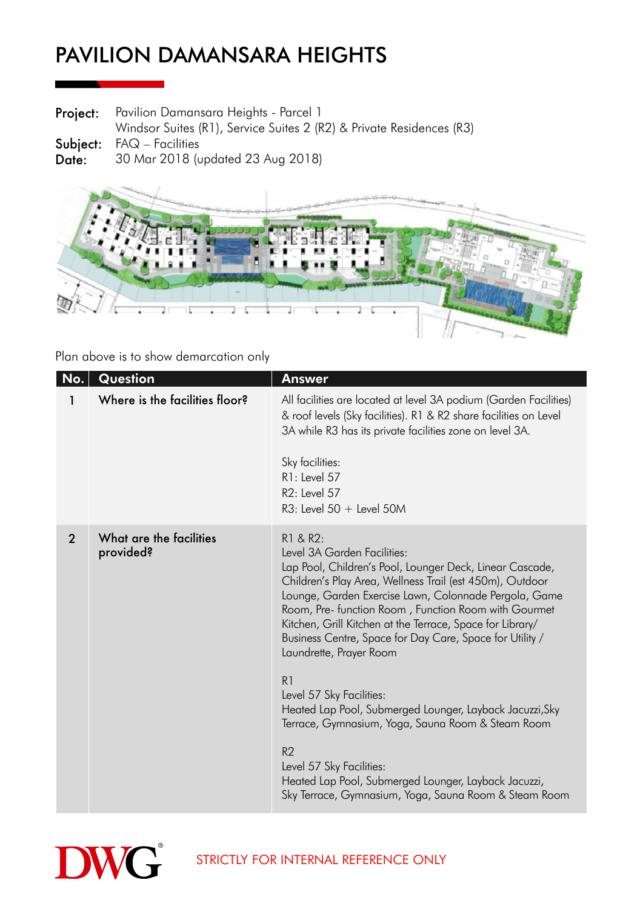# PAVILION DAMANSARA HEIGHTS

**Project:** Pavilion Damansara Heights - Parcel 1
Windsor Suites (R1), Service Suites 2 (R2) & Private Residences (R3)
**Subject:** FAQ – Facilities
**Date:** 30 Mar 2018 (updated 23 Aug 2018)

Plan above is to show demarcation only

| No. | Question | Answer |
|---|---|---|
| 1 | Where is the facilities floor? | All facilities are located at level 3A podium (Garden Facilities) & roof levels (Sky facilities). R1 & R2 share facilities on Level 3A while R3 has its private facilities zone on level 3A.<br><br>Sky facilities:<br>R1: Level 57<br>R2: Level 57<br>R3: Level 50 + Level 50M |
| 2 | What are the facilities provided? | R1 & R2:<br>Level 3A Garden Facilities:<br>Lap Pool, Children's Pool, Lounger Deck, Linear Cascade, Children's Play Area, Wellness Trail (est 450m), Outdoor Lounge, Garden Exercise Lawn, Colonnade Pergola, Game Room, Pre- function Room , Function Room with Gourmet Kitchen, Grill Kitchen at the Terrace, Space for Library/ Business Centre, Space for Day Care, Space for Utility / Laundrette, Prayer Room<br><br>R1<br>Level 57 Sky Facilities:<br>Heated Lap Pool, Submerged Lounger, Layback Jacuzzi,Sky Terrace, Gymnasium, Yoga, Sauna Room & Steam Room<br><br>R2<br>Level 57 Sky Facilities:<br>Heated Lap Pool, Submerged Lounger, Layback Jacuzzi, Sky Terrace, Gymnasium, Yoga, Sauna Room & Steam Room |

DWG®

STRICTLY FOR INTERNAL REFERENCE ONLY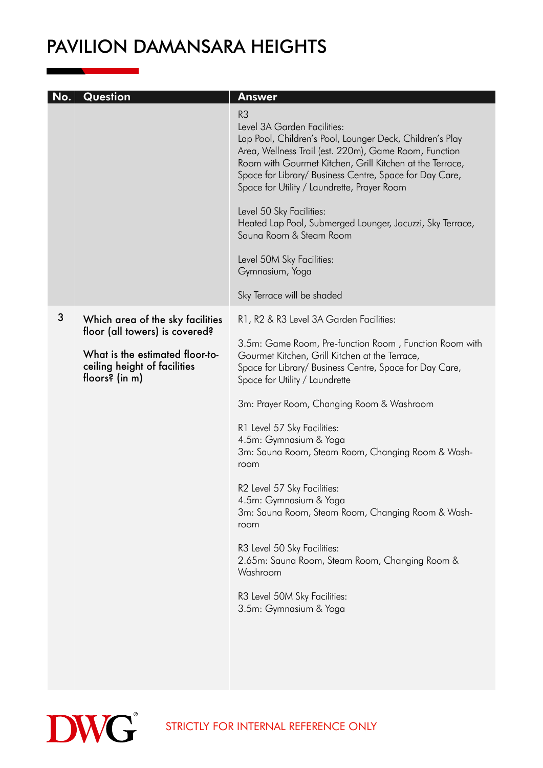# PAVILION DAMANSARA HEIGHTS

| No. | Question | Answer |
|---|---|---|
| | | R3<br>Level 3A Garden Facilities:<br>Lap Pool, Children's Pool, Lounger Deck, Children's Play Area, Wellness Trail (est. 220m), Game Room, Function Room with Gourmet Kitchen, Grill Kitchen at the Terrace, Space for Library/ Business Centre, Space for Day Care, Space for Utility / Laundrette, Prayer Room<br><br>Level 50 Sky Facilities:<br>Heated Lap Pool, Submerged Lounger, Jacuzzi, Sky Terrace, Sauna Room & Steam Room<br><br>Level 50M Sky Facilities:<br>Gymnasium, Yoga<br><br>Sky Terrace will be shaded |
| 3 | Which area of the sky facilities floor (all towers) is covered?<br><br>What is the estimated floor-to-ceiling height of facilities floors? (in m) | R1, R2 & R3 Level 3A Garden Facilities:<br><br>3.5m: Game Room, Pre-function Room , Function Room with Gourmet Kitchen, Grill Kitchen at the Terrace, Space for Library/ Business Centre, Space for Day Care, Space for Utility / Laundrette<br><br>3m: Prayer Room, Changing Room & Washroom<br><br>R1 Level 57 Sky Facilities:<br>4.5m: Gymnasium & Yoga<br>3m: Sauna Room, Steam Room, Changing Room & Washroom<br><br>R2 Level 57 Sky Facilities:<br>4.5m: Gymnasium & Yoga<br>3m: Sauna Room, Steam Room, Changing Room & Washroom<br><br>R3 Level 50 Sky Facilities:<br>2.65m: Sauna Room, Steam Room, Changing Room & Washroom<br><br>R3 Level 50M Sky Facilities:<br>3.5m: Gymnasium & Yoga |

STRICTLY FOR INTERNAL REFERENCE ONLY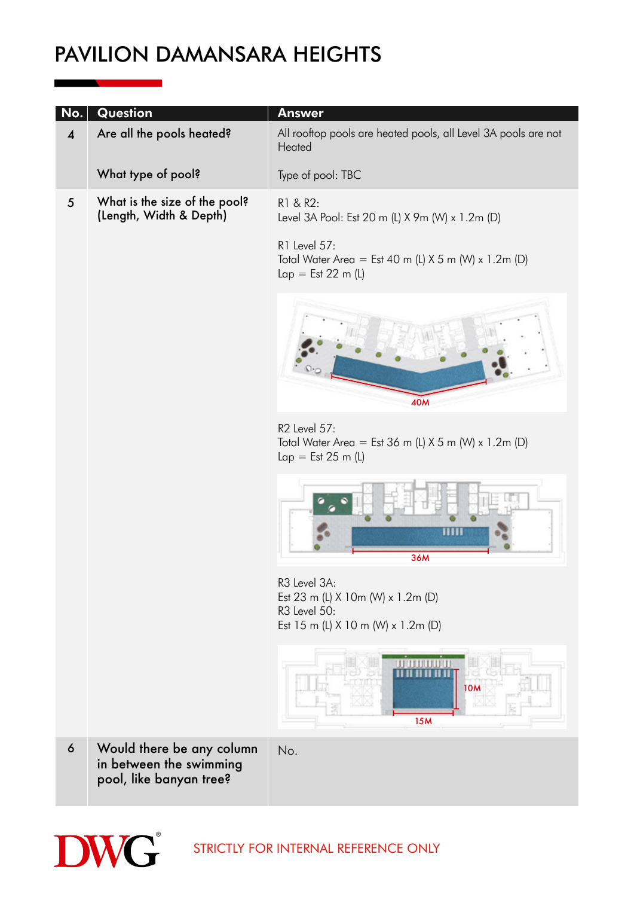# PAVILION DAMANSARA HEIGHTS

| No. | Question | Answer |
|---|---|---|
| 4 | Are all the pools heated?<br><br>What type of pool? | All rooftop pools are heated pools, all Level 3A pools are not Heated<br><br>Type of pool: TBC |
| 5 | What is the size of the pool? (Length, Width & Depth) | R1 & R2:<br>Level 3A Pool: Est 20 m (L) X 9m (W) x 1.2m (D)<br><br>R1 Level 57:<br>Total Water Area = Est 40 m (L) X 5 m (W) x 1.2m (D)<br>Lap = Est 22 m (L)<br><br>40M<br><br>R2 Level 57:<br>Total Water Area = Est 36 m (L) X 5 m (W) x 1.2m (D)<br>Lap = Est 25 m (L)<br><br>36M<br><br>R3 Level 3A:<br>Est 23 m (L) X 10m (W) x 1.2m (D)<br>R3 Level 50:<br>Est 15 m (L) X 10 m (W) x 1.2m (D)<br><br>10M<br>15M |
| 6 | Would there be any column in between the swimming pool, like banyan tree? | No. |

STRICTLY FOR INTERNAL REFERENCE ONLY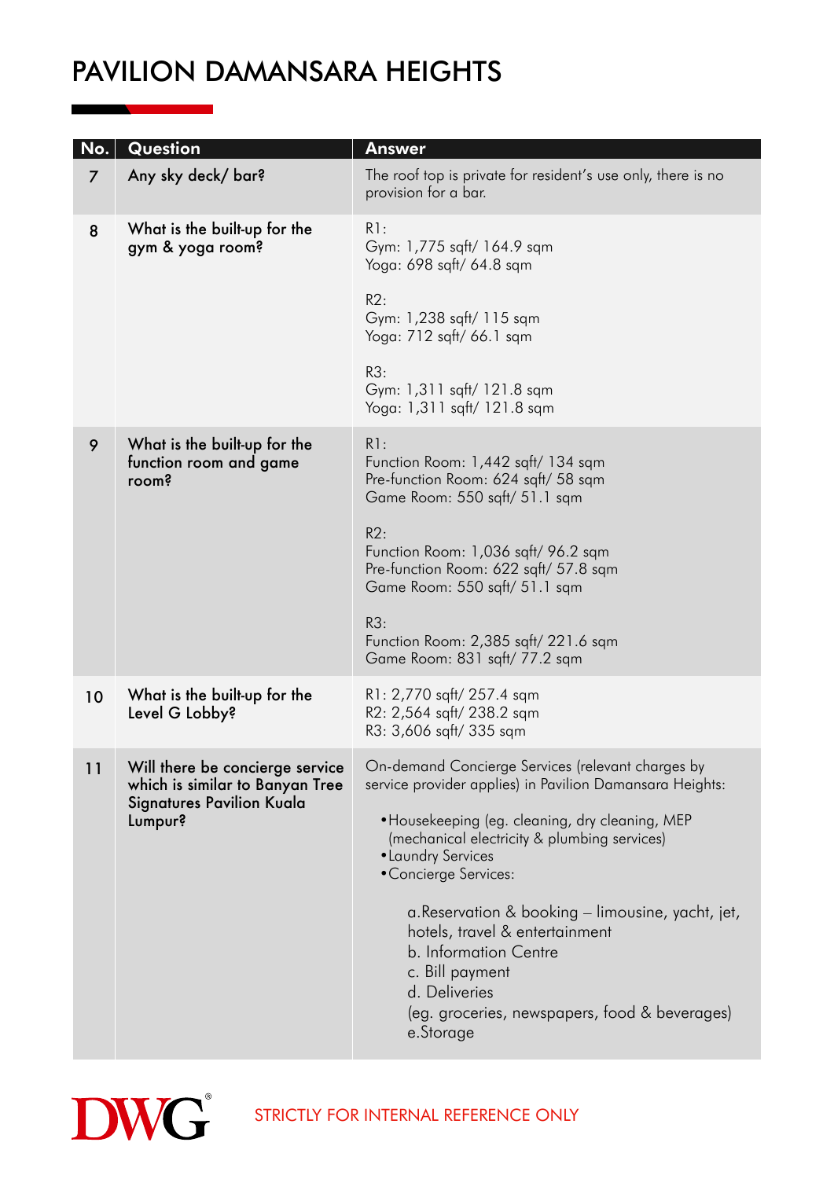# PAVILION DAMANSARA HEIGHTS

| No. | Question | Answer |
|---|---|---|
| 7 | Any sky deck/ bar? | The roof top is private for resident's use only, there is no provision for a bar. |
| 8 | What is the built-up for the gym & yoga room? | R1:<br>Gym: 1,775 sqft/ 164.9 sqm<br>Yoga: 698 sqft/ 64.8 sqm<br><br>R2:<br>Gym: 1,238 sqft/ 115 sqm<br>Yoga: 712 sqft/ 66.1 sqm<br><br>R3:<br>Gym: 1,311 sqft/ 121.8 sqm<br>Yoga: 1,311 sqft/ 121.8 sqm |
| 9 | What is the built-up for the function room and game room? | R1:<br>Function Room: 1,442 sqft/ 134 sqm<br>Pre-function Room: 624 sqft/ 58 sqm<br>Game Room: 550 sqft/ 51.1 sqm<br><br>R2:<br>Function Room: 1,036 sqft/ 96.2 sqm<br>Pre-function Room: 622 sqft/ 57.8 sqm<br>Game Room: 550 sqft/ 51.1 sqm<br><br>R3:<br>Function Room: 2,385 sqft/ 221.6 sqm<br>Game Room: 831 sqft/ 77.2 sqm |
| 10 | What is the built-up for the Level G Lobby? | R1: 2,770 sqft/ 257.4 sqm<br>R2: 2,564 sqft/ 238.2 sqm<br>R3: 3,606 sqft/ 335 sqm |
| 11 | Will there be concierge service which is similar to Banyan Tree Signatures Pavilion Kuala Lumpur? | On-demand Concierge Services (relevant charges by service provider applies) in Pavilion Damansara Heights:<br><br>• Housekeeping (eg. cleaning, dry cleaning, MEP (mechanical electricity & plumbing services)<br>• Laundry Services<br>• Concierge Services:<br><br>a. Reservation & booking – limousine, yacht, jet, hotels, travel & entertainment<br>b. Information Centre<br>c. Bill payment<br>d. Deliveries<br>(eg. groceries, newspapers, food & beverages)<br>e. Storage |

DWG®

STRICTLY FOR INTERNAL REFERENCE ONLY